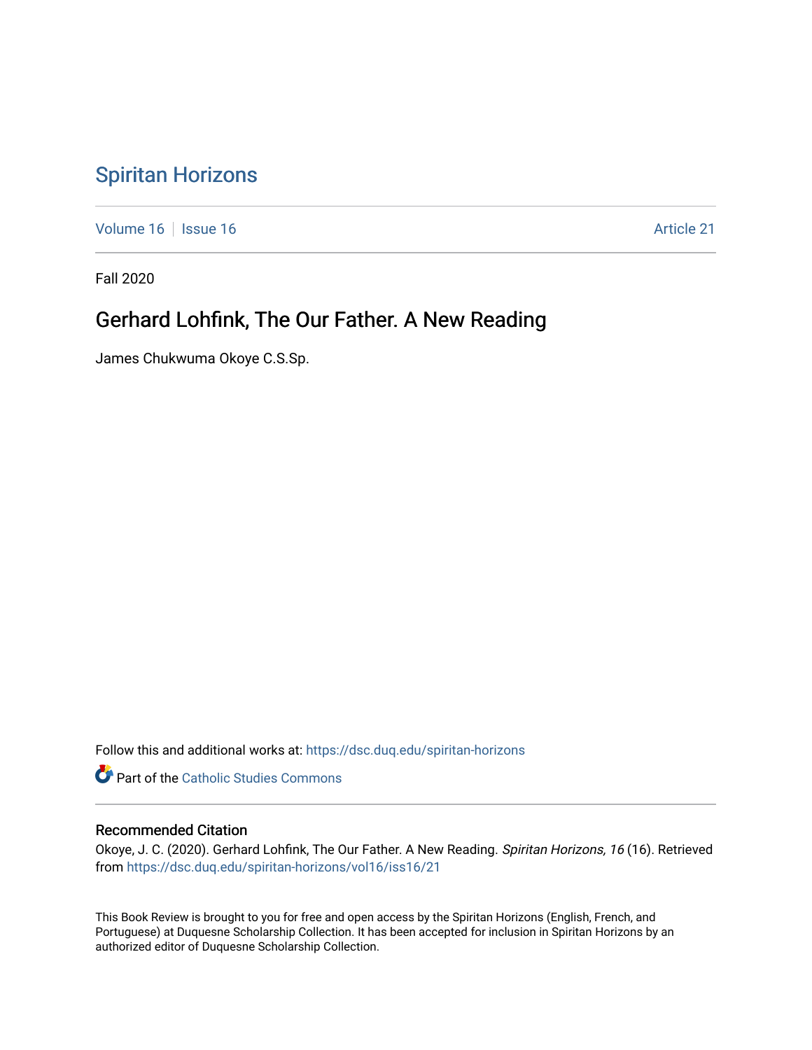# Spiritan Horizons

Volume 16 | Issue 16 | Article 21

Fall 2020

## Gerhard Lohfink, The Our Father. A New Reading

James Chukwuma Okoye C.S.Sp.

Follow this and additional works at: https://dsc.duq.edu/spiritan-horizons

Part of the Catholic Studies Commons

### Recommended Citation

Okoye, J. C. (2020). Gerhard Lohfink, The Our Father. A New Reading. *Spiritan Horizons, 16* (16). Retrieved from https://dsc.duq.edu/spiritan-horizons/vol16/iss16/21

This Book Review is brought to you for free and open access by the Spiritan Horizons (English, French, and Portuguese) at Duquesne Scholarship Collection. It has been accepted for inclusion in Spiritan Horizons by an authorized editor of Duquesne Scholarship Collection.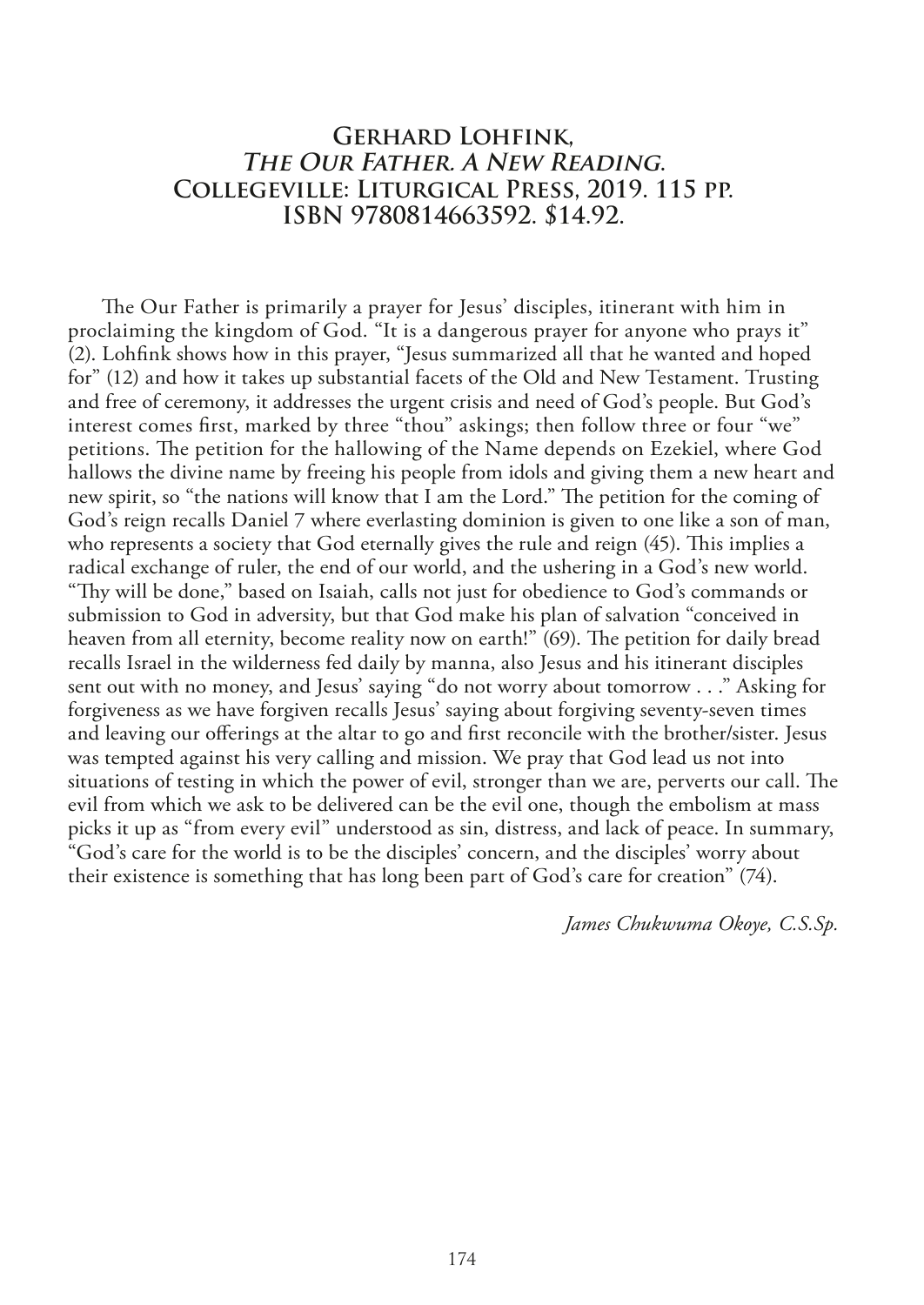## Gerhard Lohfink, *The Our Father. A New Reading*. Collegeville: Liturgical Press, 2019. 115 pp. ISBN 9780814663592. $14.92.

The Our Father is primarily a prayer for Jesus' disciples, itinerant with him in proclaiming the kingdom of God. "It is a dangerous prayer for anyone who prays it" (2). Lohfink shows how in this prayer, "Jesus summarized all that he wanted and hoped for" (12) and how it takes up substantial facets of the Old and New Testament. Trusting and free of ceremony, it addresses the urgent crisis and need of God's people. But God's interest comes first, marked by three "thou" askings; then follow three or four "we" petitions. The petition for the hallowing of the Name depends on Ezekiel, where God hallows the divine name by freeing his people from idols and giving them a new heart and new spirit, so "the nations will know that I am the Lord." The petition for the coming of God's reign recalls Daniel 7 where everlasting dominion is given to one like a son of man, who represents a society that God eternally gives the rule and reign (45). This implies a radical exchange of ruler, the end of our world, and the ushering in a God's new world. "Thy will be done," based on Isaiah, calls not just for obedience to God's commands or submission to God in adversity, but that God make his plan of salvation "conceived in heaven from all eternity, become reality now on earth!" (69). The petition for daily bread recalls Israel in the wilderness fed daily by manna, also Jesus and his itinerant disciples sent out with no money, and Jesus' saying "do not worry about tomorrow . . ." Asking for forgiveness as we have forgiven recalls Jesus' saying about forgiving seventy-seven times and leaving our offerings at the altar to go and first reconcile with the brother/sister. Jesus was tempted against his very calling and mission. We pray that God lead us not into situations of testing in which the power of evil, stronger than we are, perverts our call. The evil from which we ask to be delivered can be the evil one, though the embolism at mass picks it up as "from every evil" understood as sin, distress, and lack of peace. In summary, "God's care for the world is to be the disciples' concern, and the disciples' worry about their existence is something that has long been part of God's care for creation" (74).

*James Chukwuma Okoye, C.S.Sp.*